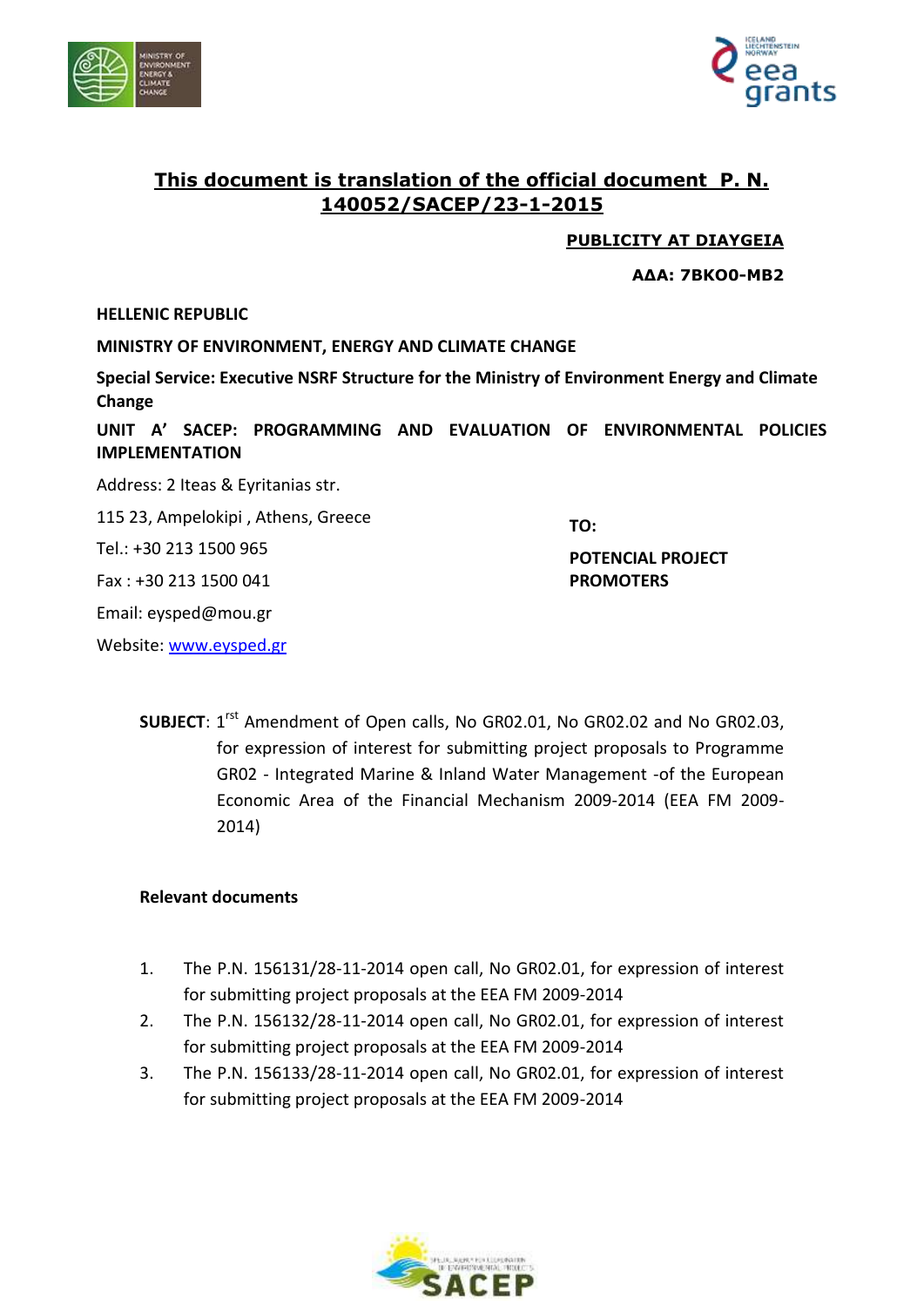**This document is translation of the official document P. N. 140052/SACEP/23-1-2015**

**PUBLICITY AT DIAYGEIA**

**ΑΔΑ: 7ΒΚΟ0-ΜΒ2**

**HELLENIC REPUBLIC**

**MINISTRY OF ENVIRONMENT, ENERGY AND CLIMATE CHANGE**

**Special Service: Executive NSRF Structure for the Ministry of Environment Energy and Climate Change**

**UNIT A' SACEP: PROGRAMMING AND EVALUATION OF ENVIRONMENTAL POLICIES IMPLEMENTATION**

Address: 2 Iteas & Eyritanias str.

115 23, Ampelokipi , Athens, Greece

Tel.: +30 213 1500 965

Fax : +30 213 1500 041

Email: eysped@mou.gr

Website: www.eysped.gr

**TO:**

**POTENCIAL PROJECT PROMOTERS**

**SUBJECT**: 1rst Amendment of Open calls, No GR02.01, No GR02.02 and No GR02.03, for expression of interest for submitting project proposals to Programme GR02 - Integrated Marine & Inland Water Management -of the European Economic Area of the Financial Mechanism 2009-2014 (EEA FM 2009-2014)

**Relevant documents**

1. The P.N. 156131/28-11-2014 open call, No GR02.01, for expression of interest for submitting project proposals at the EEA FM 2009-2014
2. The P.N. 156132/28-11-2014 open call, No GR02.01, for expression of interest for submitting project proposals at the EEA FM 2009-2014
3. The P.N. 156133/28-11-2014 open call, No GR02.01, for expression of interest for submitting project proposals at the EEA FM 2009-2014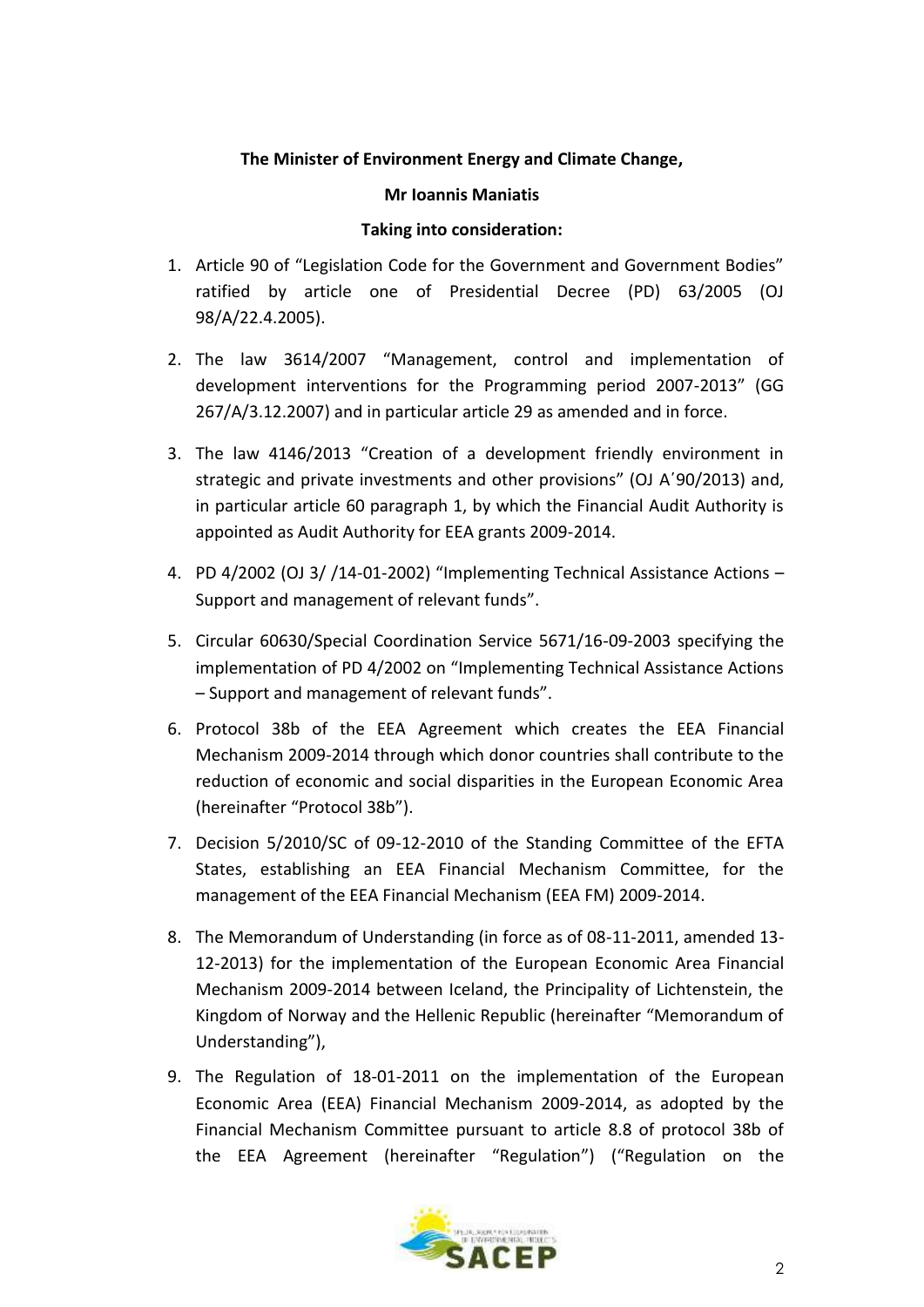**The Minister of Environment Energy and Climate Change,**

**Mr Ioannis Maniatis**

**Taking into consideration:**

1. Article 90 of "Legislation Code for the Government and Government Bodies" ratified by article one of Presidential Decree (PD) 63/2005 (OJ 98/A/22.4.2005).

2. The law 3614/2007 "Management, control and implementation of development interventions for the Programming period 2007-2013" (GG 267/A/3.12.2007) and in particular article 29 as amended and in force.

3. The law 4146/2013 "Creation of a development friendly environment in strategic and private investments and other provisions" (OJ Α΄90/2013) and, in particular article 60 paragraph 1, by which the Financial Audit Authority is appointed as Audit Authority for EEA grants 2009-2014.

4. PD 4/2002 (OJ 3/ /14-01-2002) "Implementing Technical Assistance Actions – Support and management of relevant funds".

5. Circular 60630/Special Coordination Service 5671/16-09-2003 specifying the implementation of PD 4/2002 on "Implementing Technical Assistance Actions – Support and management of relevant funds".

6. Protocol 38b of the EEA Agreement which creates the EEA Financial Mechanism 2009-2014 through which donor countries shall contribute to the reduction of economic and social disparities in the European Economic Area (hereinafter "Protocol 38b").

7. Decision 5/2010/SC of 09-12-2010 of the Standing Committee of the EFTA States, establishing an EEA Financial Mechanism Committee, for the management of the EEA Financial Mechanism (EEA FM) 2009-2014.

8. The Memorandum of Understanding (in force as of 08-11-2011, amended 13-12-2013) for the implementation of the European Economic Area Financial Mechanism 2009-2014 between Iceland, the Principality of Lichtenstein, the Kingdom of Norway and the Hellenic Republic (hereinafter "Memorandum of Understanding"),

9. The Regulation of 18-01-2011 on the implementation of the European Economic Area (EEA) Financial Mechanism 2009-2014, as adopted by the Financial Mechanism Committee pursuant to article 8.8 of protocol 38b of the EEA Agreement (hereinafter "Regulation") ("Regulation on the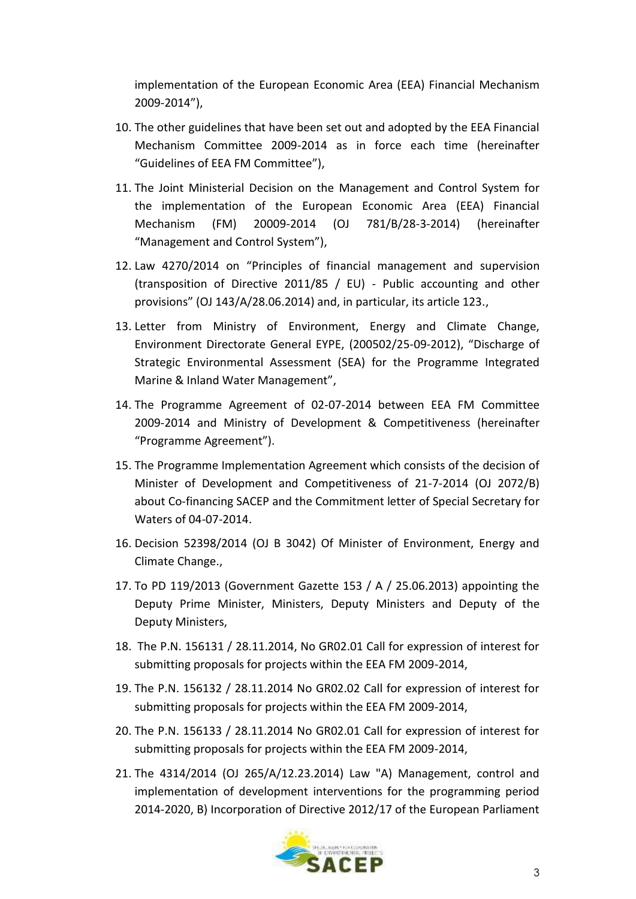implementation of the European Economic Area (EEA) Financial Mechanism 2009-2014"),

10. The other guidelines that have been set out and adopted by the EEA Financial Mechanism Committee 2009-2014 as in force each time (hereinafter "Guidelines of EEA FM Committee"),
11. The Joint Ministerial Decision on the Management and Control System for the implementation of the European Economic Area (EEA) Financial Mechanism (FM) 20009-2014 (OJ 781/B/28-3-2014) (hereinafter "Management and Control System"),
12. Law 4270/2014 on "Principles of financial management and supervision (transposition of Directive 2011/85 / EU) - Public accounting and other provisions" (OJ 143/A/28.06.2014) and, in particular, its article 123.,
13. Letter from Ministry of Environment, Energy and Climate Change, Environment Directorate General EYPE, (200502/25-09-2012), "Discharge of Strategic Environmental Assessment (SEA) for the Programme Integrated Marine & Inland Water Management",
14. The Programme Agreement of 02-07-2014 between EEA FM Committee 2009-2014 and Ministry of Development & Competitiveness (hereinafter "Programme Agreement").
15. The Programme Implementation Agreement which consists of the decision of Minister of Development and Competitiveness of 21-7-2014 (OJ 2072/B) about Co-financing SACEP and the Commitment letter of Special Secretary for Waters of 04-07-2014.
16. Decision 52398/2014 (OJ B 3042) Of Minister of Environment, Energy and Climate Change.,
17. To PD 119/2013 (Government Gazette 153 / A / 25.06.2013) appointing the Deputy Prime Minister, Ministers, Deputy Ministers and Deputy of the Deputy Ministers,
18. The P.N. 156131 / 28.11.2014, No GR02.01 Call for expression of interest for submitting proposals for projects within the EEA FM 2009-2014,
19. The P.N. 156132 / 28.11.2014 No GR02.02 Call for expression of interest for submitting proposals for projects within the EEA FM 2009-2014,
20. The P.N. 156133 / 28.11.2014 No GR02.01 Call for expression of interest for submitting proposals for projects within the EEA FM 2009-2014,
21. The 4314/2014 (OJ 265/A/12.23.2014) Law "A) Management, control and implementation of development interventions for the programming period 2014-2020, B) Incorporation of Directive 2012/17 of the European Parliament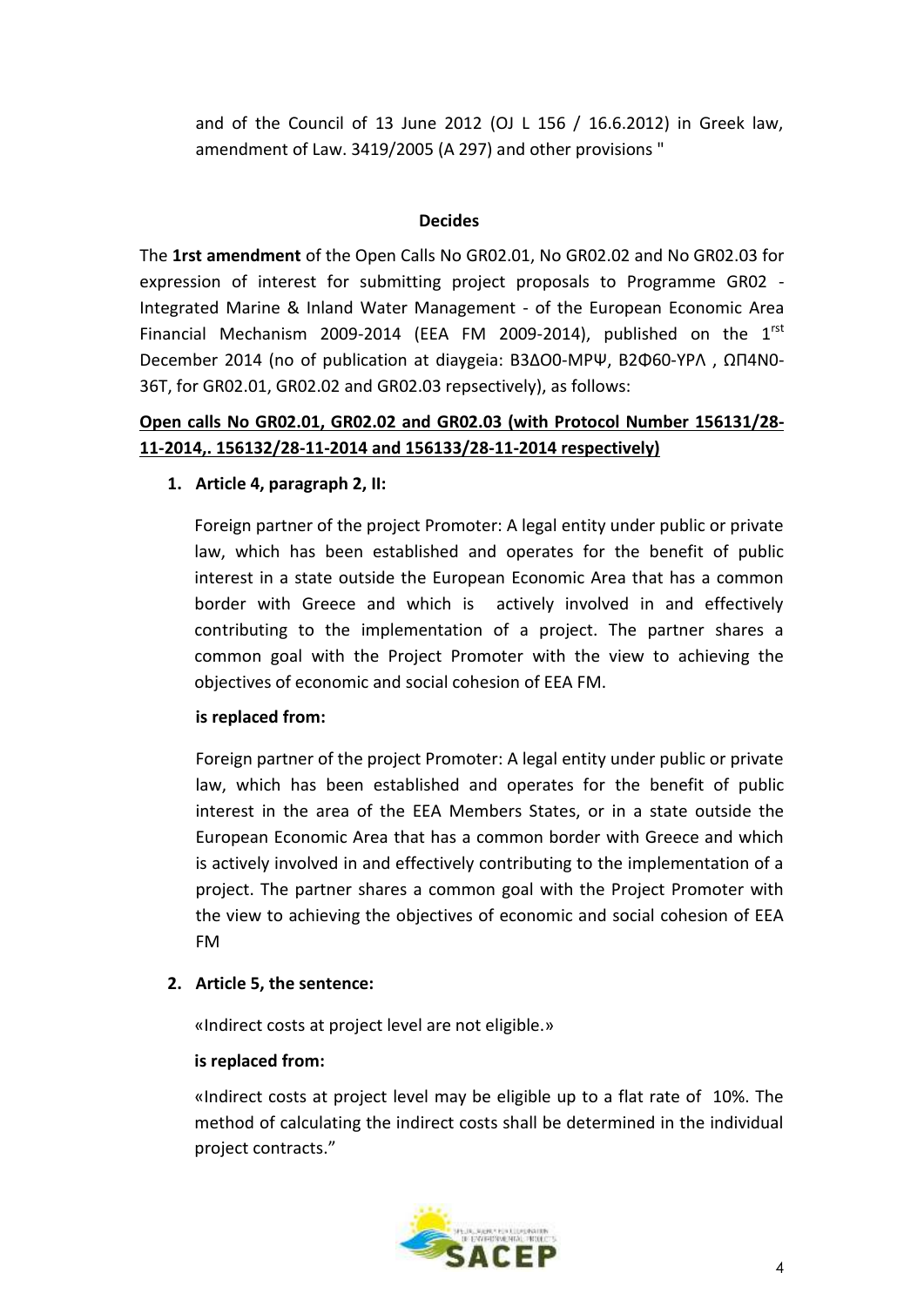and of the Council of 13 June 2012 (OJ L 156 / 16.6.2012) in Greek law, amendment of Law. 3419/2005 (A 297) and other provisions "

**Decides**

The **1rst amendment** of the Open Calls No GR02.01, No GR02.02 and No GR02.03 for expression of interest for submitting project proposals to Programme GR02 - Integrated Marine & Inland Water Management - of the European Economic Area Financial Mechanism 2009-2014 (EEA FM 2009-2014), published on the 1[rst] December 2014 (no of publication at diaygeia: Β3ΔΟ0-ΜΡΨ, Β2Φ60-ΥΡΛ , ΩΠ4Ν0-36Τ, for GR02.01, GR02.02 and GR02.03 repsectively), as follows:

**<u>Open calls No GR02.01, GR02.02 and GR02.03 (with Protocol Number 156131/28-11-2014,. 156132/28-11-2014 and 156133/28-11-2014 respectively)</u>**

1. **Article 4, paragraph 2, II:**

   Foreign partner of the project Promoter: A legal entity under public or private law, which has been established and operates for the benefit of public interest in a state outside the European Economic Area that has a common border with Greece and which is actively involved in and effectively contributing to the implementation of a project. The partner shares a common goal with the Project Promoter with the view to achieving the objectives of economic and social cohesion of EEA FM.

   **is replaced from:**

   Foreign partner of the project Promoter: A legal entity under public or private law, which has been established and operates for the benefit of public interest in the area of the EEA Members States, or in a state outside the European Economic Area that has a common border with Greece and which is actively involved in and effectively contributing to the implementation of a project. The partner shares a common goal with the Project Promoter with the view to achieving the objectives of economic and social cohesion of EEA FM

2. **Article 5, the sentence:**

   «Indirect costs at project level are not eligible.»

   **is replaced from:**

   «Indirect costs at project level may be eligible up to a flat rate of 10%. The method of calculating the indirect costs shall be determined in the individual project contracts."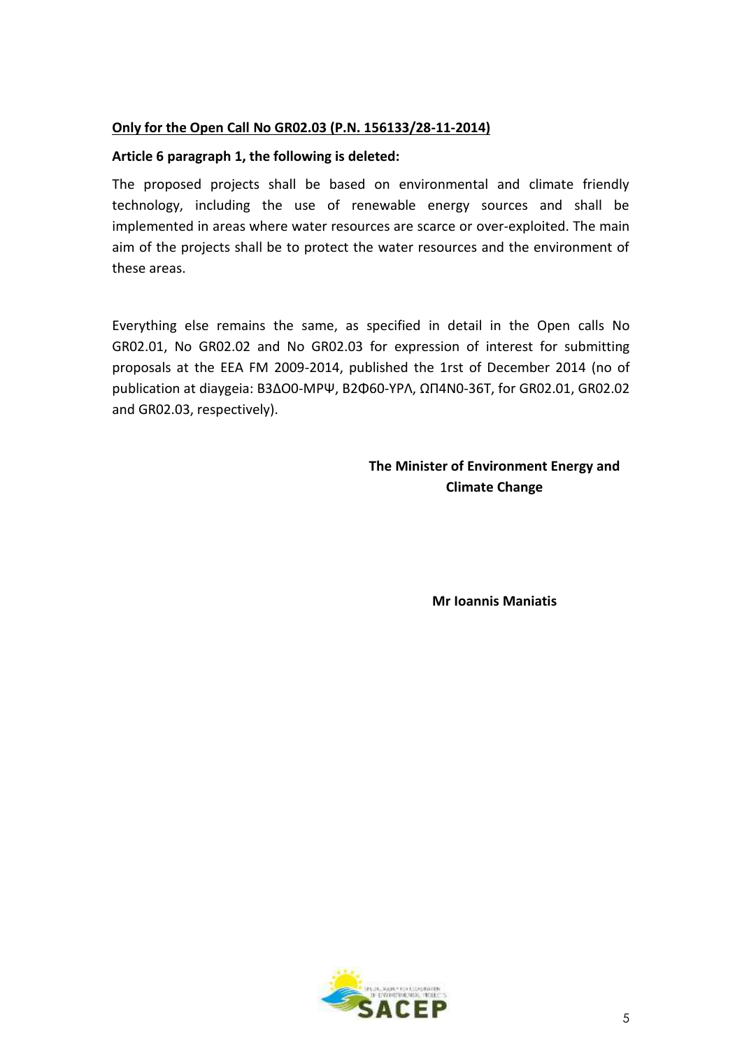**Only for the Open Call No GR02.03 (P.N. 156133/28-11-2014)**

**Article 6 paragraph 1, the following is deleted:**

The proposed projects shall be based on environmental and climate friendly technology, including the use of renewable energy sources and shall be implemented in areas where water resources are scarce or over-exploited. The main aim of the projects shall be to protect the water resources and the environment of these areas.

Everything else remains the same, as specified in detail in the Open calls No GR02.01, No GR02.02 and No GR02.03 for expression of interest for submitting proposals at the EEA FM 2009-2014, published the 1rst of December 2014 (no of publication at diaygeia: Β3ΔΟ0-ΜΡΨ, Β2Φ60-ΥΡΛ, ΩΠ4Ν0-36Τ, for GR02.01, GR02.02 and GR02.03, respectively).

**The Minister of Environment Energy and Climate Change**

**Mr Ioannis Maniatis**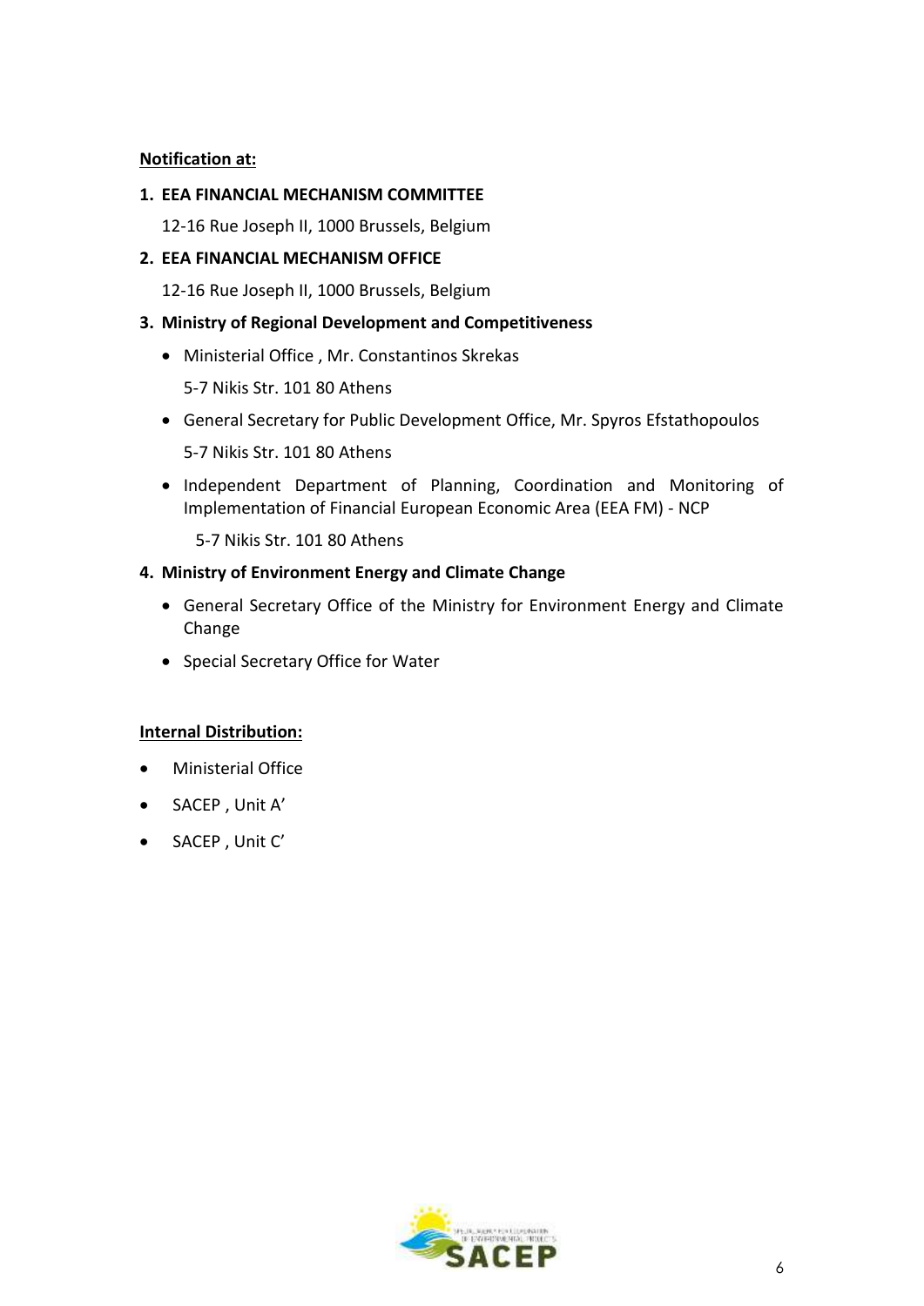**Notification at:**

1. **EEA FINANCIAL MECHANISM COMMITTEE**

   12-16 Rue Joseph II, 1000 Brussels, Belgium

2. **EEA FINANCIAL MECHANISM OFFICE**

   12-16 Rue Joseph II, 1000 Brussels, Belgium

3. **Ministry of Regional Development and Competitiveness**

   - Ministerial Office , Mr. Constantinos Skrekas

     5-7 Nikis Str. 101 80 Athens

   - General Secretary for Public Development Office, Mr. Spyros Efstathopoulos

     5-7 Nikis Str. 101 80 Athens

   - Independent Department of Planning, Coordination and Monitoring of Implementation of Financial European Economic Area (EEA FM) - NCP

     5-7 Nikis Str. 101 80 Athens

4. **Ministry of Environment Energy and Climate Change**

   - General Secretary Office of the Ministry for Environment Energy and Climate Change
   - Special Secretary Office for Water

**Internal Distribution:**

- Ministerial Office
- SACEP , Unit A'
- SACEP , Unit C'